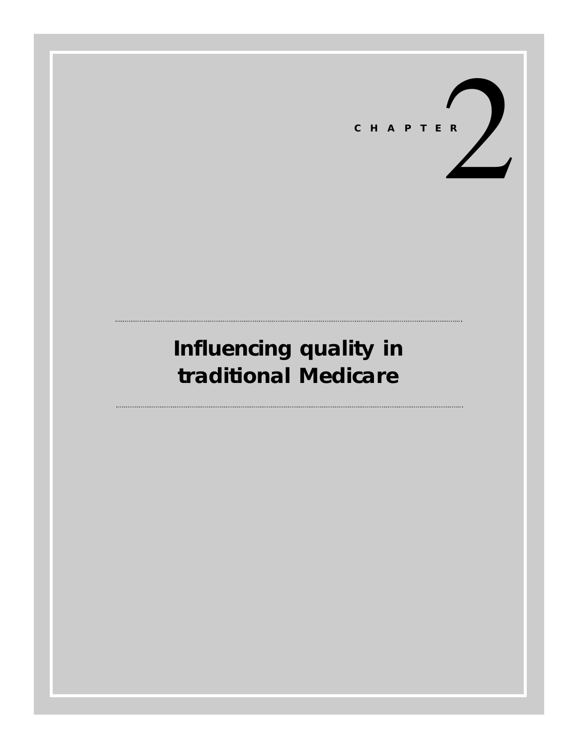CHAPTER 2

# Influencing quality in traditional Medicare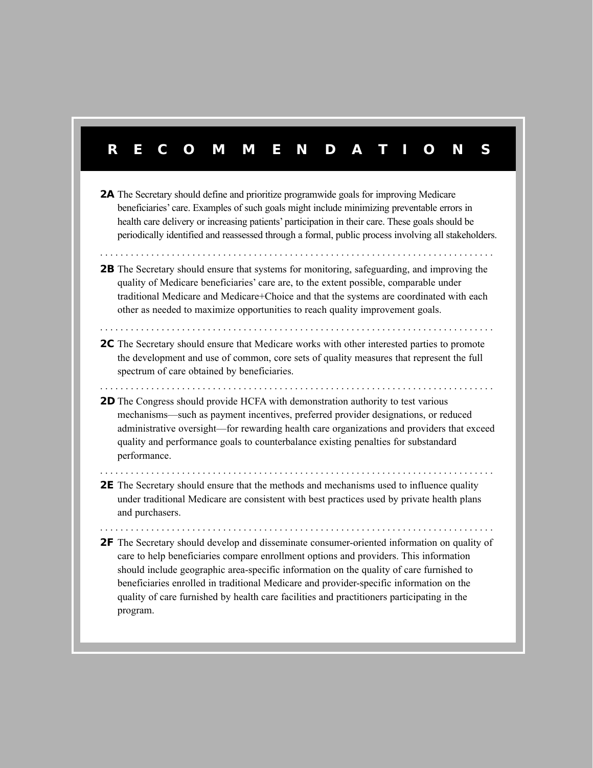# RECOMMENDATIONS

**2A** The Secretary should define and prioritize programwide goals for improving Medicare beneficiaries' care. Examples of such goals might include minimizing preventable errors in health care delivery or increasing patients' participation in their care. These goals should be periodically identified and reassessed through a formal, public process involving all stakeholders.

**2B** The Secretary should ensure that systems for monitoring, safeguarding, and improving the quality of Medicare beneficiaries' care are, to the extent possible, comparable under traditional Medicare and Medicare+Choice and that the systems are coordinated with each other as needed to maximize opportunities to reach quality improvement goals.

**2C** The Secretary should ensure that Medicare works with other interested parties to promote the development and use of common, core sets of quality measures that represent the full spectrum of care obtained by beneficiaries.

**2D** The Congress should provide HCFA with demonstration authority to test various mechanisms—such as payment incentives, preferred provider designations, or reduced administrative oversight—for rewarding health care organizations and providers that exceed quality and performance goals to counterbalance existing penalties for substandard performance.

**2E** The Secretary should ensure that the methods and mechanisms used to influence quality under traditional Medicare are consistent with best practices used by private health plans and purchasers.

**2F** The Secretary should develop and disseminate consumer-oriented information on quality of care to help beneficiaries compare enrollment options and providers. This information should include geographic area-specific information on the quality of care furnished to beneficiaries enrolled in traditional Medicare and provider-specific information on the quality of care furnished by health care facilities and practitioners participating in the program.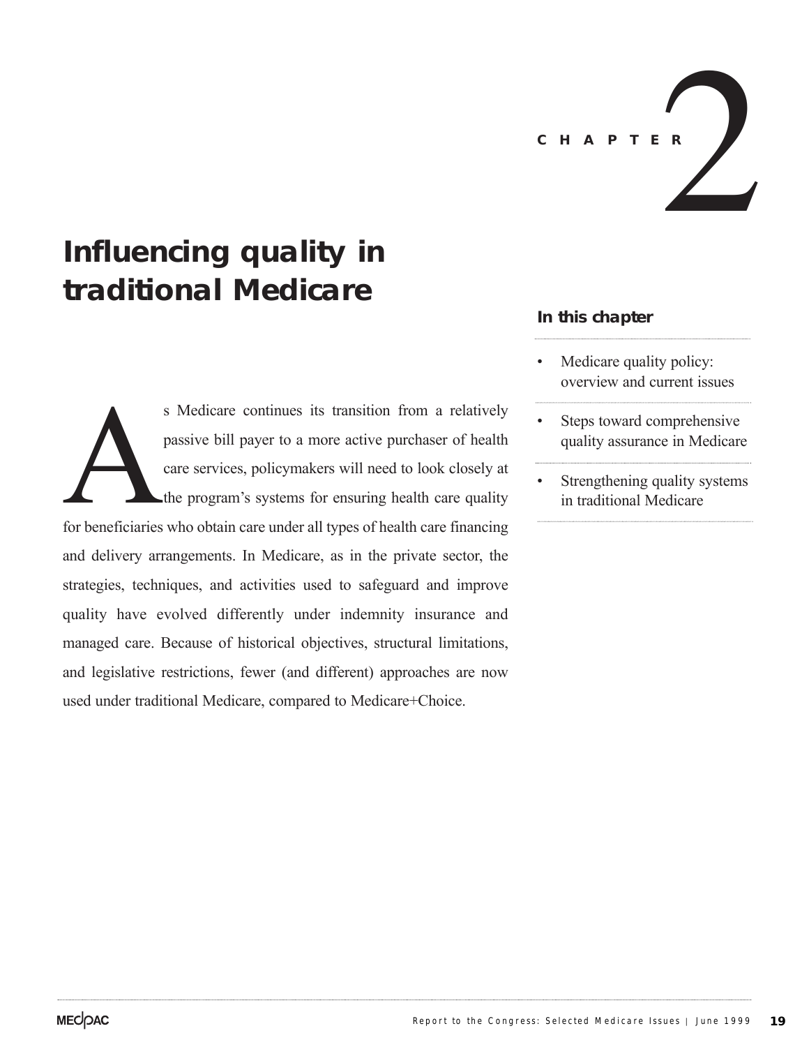# CHAPTER 2

## Influencing quality in traditional Medicare

### In this chapter

- Medicare quality policy: overview and current issues
- Steps toward comprehensive quality assurance in Medicare
- Strengthening quality systems in traditional Medicare

As Medicare continues its transition from a relatively passive bill payer to a more active purchaser of health care services, policymakers will need to look closely at the program's systems for ensuring health care quality for beneficiaries who obtain care under all types of health care financing and delivery arrangements. In Medicare, as in the private sector, the strategies, techniques, and activities used to safeguard and improve quality have evolved differently under indemnity insurance and managed care. Because of historical objectives, structural limitations, and legislative restrictions, fewer (and different) approaches are now used under traditional Medicare, compared to Medicare+Choice.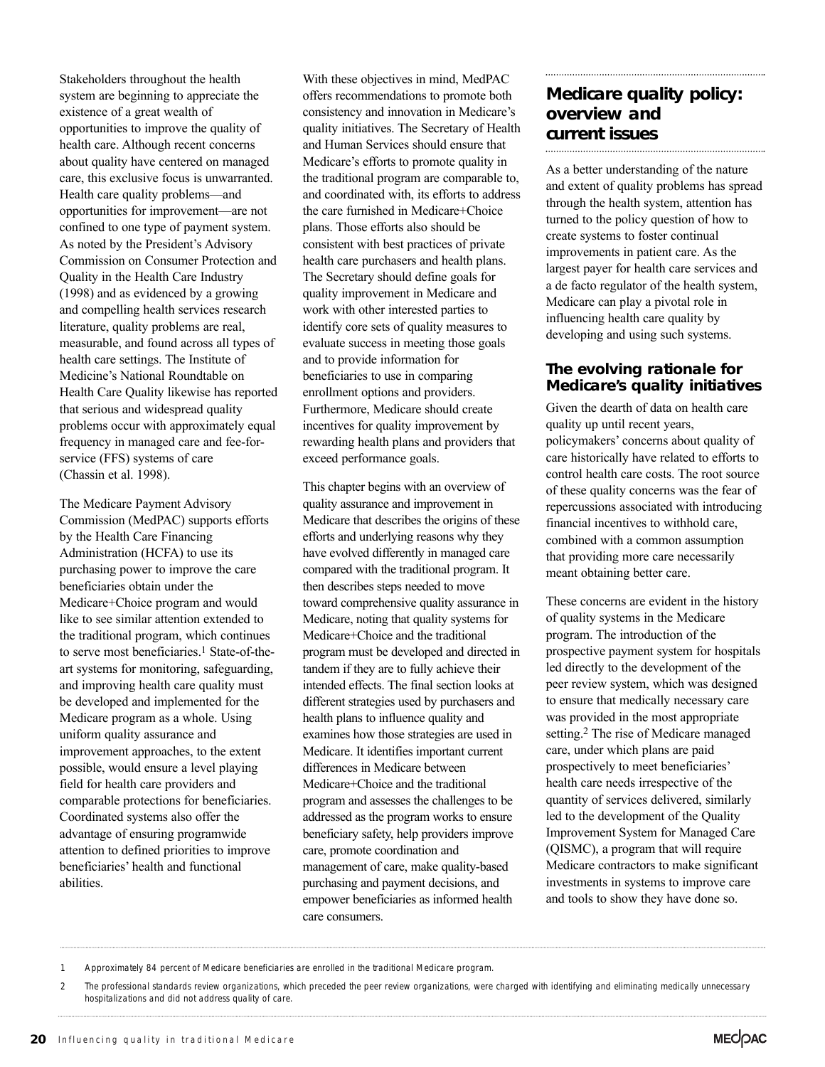Stakeholders throughout the health system are beginning to appreciate the existence of a great wealth of opportunities to improve the quality of health care. Although recent concerns about quality have centered on managed care, this exclusive focus is unwarranted. Health care quality problems—and opportunities for improvement—are not confined to one type of payment system. As noted by the President's Advisory Commission on Consumer Protection and Quality in the Health Care Industry (1998) and as evidenced by a growing and compelling health services research literature, quality problems are real, measurable, and found across all types of health care settings. The Institute of Medicine's National Roundtable on Health Care Quality likewise has reported that serious and widespread quality problems occur with approximately equal frequency in managed care and fee-for-service (FFS) systems of care (Chassin et al. 1998).

The Medicare Payment Advisory Commission (MedPAC) supports efforts by the Health Care Financing Administration (HCFA) to use its purchasing power to improve the care beneficiaries obtain under the Medicare+Choice program and would like to see similar attention extended to the traditional program, which continues to serve most beneficiaries.[1] State-of-the-art systems for monitoring, safeguarding, and improving health care quality must be developed and implemented for the Medicare program as a whole. Using uniform quality assurance and improvement approaches, to the extent possible, would ensure a level playing field for health care providers and comparable protections for beneficiaries. Coordinated systems also offer the advantage of ensuring programwide attention to defined priorities to improve beneficiaries' health and functional abilities.

With these objectives in mind, MedPAC offers recommendations to promote both consistency and innovation in Medicare's quality initiatives. The Secretary of Health and Human Services should ensure that Medicare's efforts to promote quality in the traditional program are comparable to, and coordinated with, its efforts to address the care furnished in Medicare+Choice plans. Those efforts also should be consistent with best practices of private health care purchasers and health plans. The Secretary should define goals for quality improvement in Medicare and work with other interested parties to identify core sets of quality measures to evaluate success in meeting those goals and to provide information for beneficiaries to use in comparing enrollment options and providers. Furthermore, Medicare should create incentives for quality improvement by rewarding health plans and providers that exceed performance goals.

This chapter begins with an overview of quality assurance and improvement in Medicare that describes the origins of these efforts and underlying reasons why they have evolved differently in managed care compared with the traditional program. It then describes steps needed to move toward comprehensive quality assurance in Medicare, noting that quality systems for Medicare+Choice and the traditional program must be developed and directed in tandem if they are to fully achieve their intended effects. The final section looks at different strategies used by purchasers and health plans to influence quality and examines how those strategies are used in Medicare. It identifies important current differences in Medicare between Medicare+Choice and the traditional program and assesses the challenges to be addressed as the program works to ensure beneficiary safety, help providers improve care, promote coordination and management of care, make quality-based purchasing and payment decisions, and empower beneficiaries as informed health care consumers.

## Medicare quality policy: overview and current issues

As a better understanding of the nature and extent of quality problems has spread through the health system, attention has turned to the policy question of how to create systems to foster continual improvements in patient care. As the largest payer for health care services and a de facto regulator of the health system, Medicare can play a pivotal role in influencing health care quality by developing and using such systems.

### The evolving rationale for Medicare's quality initiatives

Given the dearth of data on health care quality up until recent years, policymakers' concerns about quality of care historically have related to efforts to control health care costs. The root source of these quality concerns was the fear of repercussions associated with introducing financial incentives to withhold care, combined with a common assumption that providing more care necessarily meant obtaining better care.

These concerns are evident in the history of quality systems in the Medicare program. The introduction of the prospective payment system for hospitals led directly to the development of the peer review system, which was designed to ensure that medically necessary care was provided in the most appropriate setting.[2] The rise of Medicare managed care, under which plans are paid prospectively to meet beneficiaries' health care needs irrespective of the quantity of services delivered, similarly led to the development of the Quality Improvement System for Managed Care (QISMC), a program that will require Medicare contractors to make significant investments in systems to improve care and tools to show they have done so.

1 Approximately 84 percent of Medicare beneficiaries are enrolled in the traditional Medicare program.

2 The professional standards review organizations, which preceded the peer review organizations, were charged with identifying and eliminating medically unnecessary hospitalizations and did not address quality of care.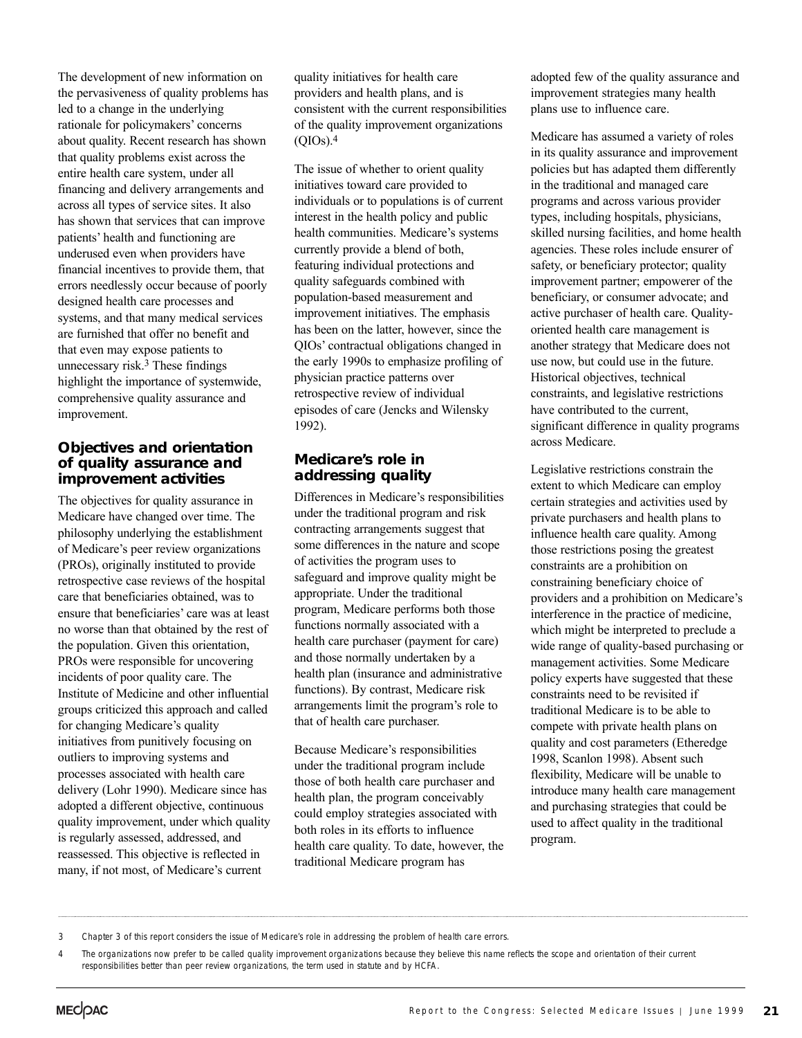The development of new information on the pervasiveness of quality problems has led to a change in the underlying rationale for policymakers' concerns about quality. Recent research has shown that quality problems exist across the entire health care system, under all financing and delivery arrangements and across all types of service sites. It also has shown that services that can improve patients' health and functioning are underused even when providers have financial incentives to provide them, that errors needlessly occur because of poorly designed health care processes and systems, and that many medical services are furnished that offer no benefit and that even may expose patients to unnecessary risk.[3] These findings highlight the importance of systemwide, comprehensive quality assurance and improvement.

## Objectives and orientation of quality assurance and improvement activities

The objectives for quality assurance in Medicare have changed over time. The philosophy underlying the establishment of Medicare's peer review organizations (PROs), originally instituted to provide retrospective case reviews of the hospital care that beneficiaries obtained, was to ensure that beneficiaries' care was at least no worse than that obtained by the rest of the population. Given this orientation, PROs were responsible for uncovering incidents of poor quality care. The Institute of Medicine and other influential groups criticized this approach and called for changing Medicare's quality initiatives from punitively focusing on outliers to improving systems and processes associated with health care delivery (Lohr 1990). Medicare since has adopted a different objective, continuous quality improvement, under which quality is regularly assessed, addressed, and reassessed. This objective is reflected in many, if not most, of Medicare's current quality initiatives for health care providers and health plans, and is consistent with the current responsibilities of the quality improvement organizations (QIOs).[4]

The issue of whether to orient quality initiatives toward care provided to individuals or to populations is of current interest in the health policy and public health communities. Medicare's systems currently provide a blend of both, featuring individual protections and quality safeguards combined with population-based measurement and improvement initiatives. The emphasis has been on the latter, however, since the QIOs' contractual obligations changed in the early 1990s to emphasize profiling of physician practice patterns over retrospective review of individual episodes of care (Jencks and Wilensky 1992).

## Medicare's role in addressing quality

Differences in Medicare's responsibilities under the traditional program and risk contracting arrangements suggest that some differences in the nature and scope of activities the program uses to safeguard and improve quality might be appropriate. Under the traditional program, Medicare performs both those functions normally associated with a health care purchaser (payment for care) and those normally undertaken by a health plan (insurance and administrative functions). By contrast, Medicare risk arrangements limit the program's role to that of health care purchaser.

Because Medicare's responsibilities under the traditional program include those of both health care purchaser and health plan, the program conceivably could employ strategies associated with both roles in its efforts to influence health care quality. To date, however, the traditional Medicare program has adopted few of the quality assurance and improvement strategies many health plans use to influence care.

Medicare has assumed a variety of roles in its quality assurance and improvement policies but has adapted them differently in the traditional and managed care programs and across various provider types, including hospitals, physicians, skilled nursing facilities, and home health agencies. These roles include ensurer of safety, or beneficiary protector; quality improvement partner; empowerer of the beneficiary, or consumer advocate; and active purchaser of health care. Quality-oriented health care management is another strategy that Medicare does not use now, but could use in the future. Historical objectives, technical constraints, and legislative restrictions have contributed to the current, significant difference in quality programs across Medicare.

Legislative restrictions constrain the extent to which Medicare can employ certain strategies and activities used by private purchasers and health plans to influence health care quality. Among those restrictions posing the greatest constraints are a prohibition on constraining beneficiary choice of providers and a prohibition on Medicare's interference in the practice of medicine, which might be interpreted to preclude a wide range of quality-based purchasing or management activities. Some Medicare policy experts have suggested that these constraints need to be revisited if traditional Medicare is to be able to compete with private health plans on quality and cost parameters (Etheredge 1998, Scanlon 1998). Absent such flexibility, Medicare will be unable to introduce many health care management and purchasing strategies that could be used to affect quality in the traditional program.

---

3 Chapter 3 of this report considers the issue of Medicare's role in addressing the problem of health care errors.

4 The organizations now prefer to be called quality improvement organizations because they believe this name reflects the scope and orientation of their current responsibilities better than peer review organizations, the term used in statute and by HCFA.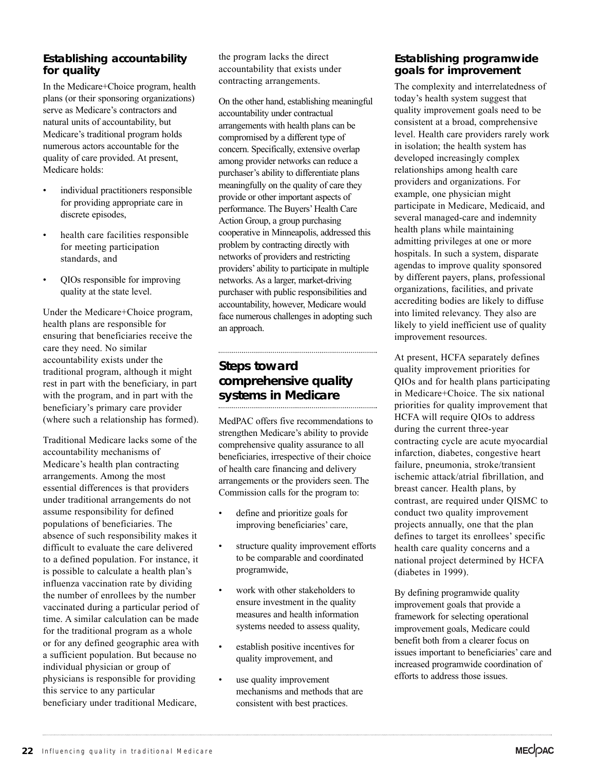### Establishing accountability for quality

In the Medicare+Choice program, health plans (or their sponsoring organizations) serve as Medicare's contractors and natural units of accountability, but Medicare's traditional program holds numerous actors accountable for the quality of care provided. At present, Medicare holds:

- individual practitioners responsible for providing appropriate care in discrete episodes,
- health care facilities responsible for meeting participation standards, and
- QIOs responsible for improving quality at the state level.

Under the Medicare+Choice program, health plans are responsible for ensuring that beneficiaries receive the care they need. No similar accountability exists under the traditional program, although it might rest in part with the beneficiary, in part with the program, and in part with the beneficiary's primary care provider (where such a relationship has formed).

Traditional Medicare lacks some of the accountability mechanisms of Medicare's health plan contracting arrangements. Among the most essential differences is that providers under traditional arrangements do not assume responsibility for defined populations of beneficiaries. The absence of such responsibility makes it difficult to evaluate the care delivered to a defined population. For instance, it is possible to calculate a health plan's influenza vaccination rate by dividing the number of enrollees by the number vaccinated during a particular period of time. A similar calculation can be made for the traditional program as a whole or for any defined geographic area with a sufficient population. But because no individual physician or group of physicians is responsible for providing this service to any particular beneficiary under traditional Medicare, the program lacks the direct accountability that exists under contracting arrangements.

On the other hand, establishing meaningful accountability under contractual arrangements with health plans can be compromised by a different type of concern. Specifically, extensive overlap among provider networks can reduce a purchaser's ability to differentiate plans meaningfully on the quality of care they provide or other important aspects of performance. The Buyers' Health Care Action Group, a group purchasing cooperative in Minneapolis, addressed this problem by contracting directly with networks of providers and restricting providers' ability to participate in multiple networks. As a larger, market-driving purchaser with public responsibilities and accountability, however, Medicare would face numerous challenges in adopting such an approach.

## Steps toward comprehensive quality systems in Medicare

MedPAC offers five recommendations to strengthen Medicare's ability to provide comprehensive quality assurance to all beneficiaries, irrespective of their choice of health care financing and delivery arrangements or the providers seen. The Commission calls for the program to:

- define and prioritize goals for improving beneficiaries' care,
- structure quality improvement efforts to be comparable and coordinated programwide,
- work with other stakeholders to ensure investment in the quality measures and health information systems needed to assess quality,
- establish positive incentives for quality improvement, and
- use quality improvement mechanisms and methods that are consistent with best practices.

### Establishing programwide goals for improvement

The complexity and interrelatedness of today's health system suggest that quality improvement goals need to be consistent at a broad, comprehensive level. Health care providers rarely work in isolation; the health system has developed increasingly complex relationships among health care providers and organizations. For example, one physician might participate in Medicare, Medicaid, and several managed-care and indemnity health plans while maintaining admitting privileges at one or more hospitals. In such a system, disparate agendas to improve quality sponsored by different payers, plans, professional organizations, facilities, and private accrediting bodies are likely to diffuse into limited relevancy. They also are likely to yield inefficient use of quality improvement resources.

At present, HCFA separately defines quality improvement priorities for QIOs and for health plans participating in Medicare+Choice. The six national priorities for quality improvement that HCFA will require QIOs to address during the current three-year contracting cycle are acute myocardial infarction, diabetes, congestive heart failure, pneumonia, stroke/transient ischemic attack/atrial fibrillation, and breast cancer. Health plans, by contrast, are required under QISMC to conduct two quality improvement projects annually, one that the plan defines to target its enrollees' specific health care quality concerns and a national project determined by HCFA (diabetes in 1999).

By defining programwide quality improvement goals that provide a framework for selecting operational improvement goals, Medicare could benefit both from a clearer focus on issues important to beneficiaries' care and increased programwide coordination of efforts to address those issues.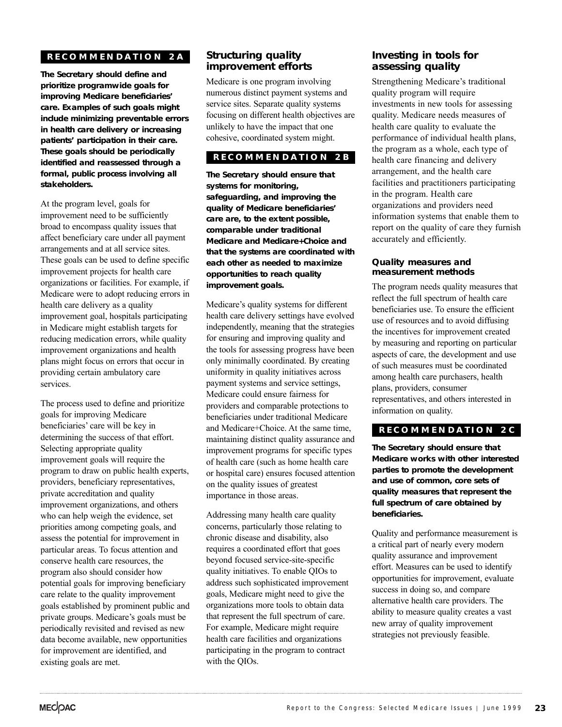**RECOMMENDATION 2A**

**The Secretary should define and prioritize programwide goals for improving Medicare beneficiaries' care. Examples of such goals might include minimizing preventable errors in health care delivery or increasing patients' participation in their care. These goals should be periodically identified and reassessed through a formal, public process involving all stakeholders.**

At the program level, goals for improvement need to be sufficiently broad to encompass quality issues that affect beneficiary care under all payment arrangements and at all service sites. These goals can be used to define specific improvement projects for health care organizations or facilities. For example, if Medicare were to adopt reducing errors in health care delivery as a quality improvement goal, hospitals participating in Medicare might establish targets for reducing medication errors, while quality improvement organizations and health plans might focus on errors that occur in providing certain ambulatory care services.

The process used to define and prioritize goals for improving Medicare beneficiaries' care will be key in determining the success of that effort. Selecting appropriate quality improvement goals will require the program to draw on public health experts, providers, beneficiary representatives, private accreditation and quality improvement organizations, and others who can help weigh the evidence, set priorities among competing goals, and assess the potential for improvement in particular areas. To focus attention and conserve health care resources, the program also should consider how potential goals for improving beneficiary care relate to the quality improvement goals established by prominent public and private groups. Medicare's goals must be periodically revisited and revised as new data become available, new opportunities for improvement are identified, and existing goals are met.

## Structuring quality improvement efforts

Medicare is one program involving numerous distinct payment systems and service sites. Separate quality systems focusing on different health objectives are unlikely to have the impact that one cohesive, coordinated system might.

**RECOMMENDATION 2B**

**The Secretary should ensure that systems for monitoring, safeguarding, and improving the quality of Medicare beneficiaries' care are, to the extent possible, comparable under traditional Medicare and Medicare+Choice and that the systems are coordinated with each other as needed to maximize opportunities to reach quality improvement goals.**

Medicare's quality systems for different health care delivery settings have evolved independently, meaning that the strategies for ensuring and improving quality and the tools for assessing progress have been only minimally coordinated. By creating uniformity in quality initiatives across payment systems and service settings, Medicare could ensure fairness for providers and comparable protections to beneficiaries under traditional Medicare and Medicare+Choice. At the same time, maintaining distinct quality assurance and improvement programs for specific types of health care (such as home health care or hospital care) ensures focused attention on the quality issues of greatest importance in those areas.

Addressing many health care quality concerns, particularly those relating to chronic disease and disability, also requires a coordinated effort that goes beyond focused service-site-specific quality initiatives. To enable QIOs to address such sophisticated improvement goals, Medicare might need to give the organizations more tools to obtain data that represent the full spectrum of care. For example, Medicare might require health care facilities and organizations participating in the program to contract with the QIOs.

## Investing in tools for assessing quality

Strengthening Medicare's traditional quality program will require investments in new tools for assessing quality. Medicare needs measures of health care quality to evaluate the performance of individual health plans, the program as a whole, each type of health care financing and delivery arrangement, and the health care facilities and practitioners participating in the program. Health care organizations and providers need information systems that enable them to report on the quality of care they furnish accurately and efficiently.

### Quality measures and measurement methods

The program needs quality measures that reflect the full spectrum of health care beneficiaries use. To ensure the efficient use of resources and to avoid diffusing the incentives for improvement created by measuring and reporting on particular aspects of care, the development and use of such measures must be coordinated among health care purchasers, health plans, providers, consumer representatives, and others interested in information on quality.

**RECOMMENDATION 2C**

**The Secretary should ensure that Medicare works with other interested parties to promote the development and use of common, core sets of quality measures that represent the full spectrum of care obtained by beneficiaries.**

Quality and performance measurement is a critical part of nearly every modern quality assurance and improvement effort. Measures can be used to identify opportunities for improvement, evaluate success in doing so, and compare alternative health care providers. The ability to measure quality creates a vast new array of quality improvement strategies not previously feasible.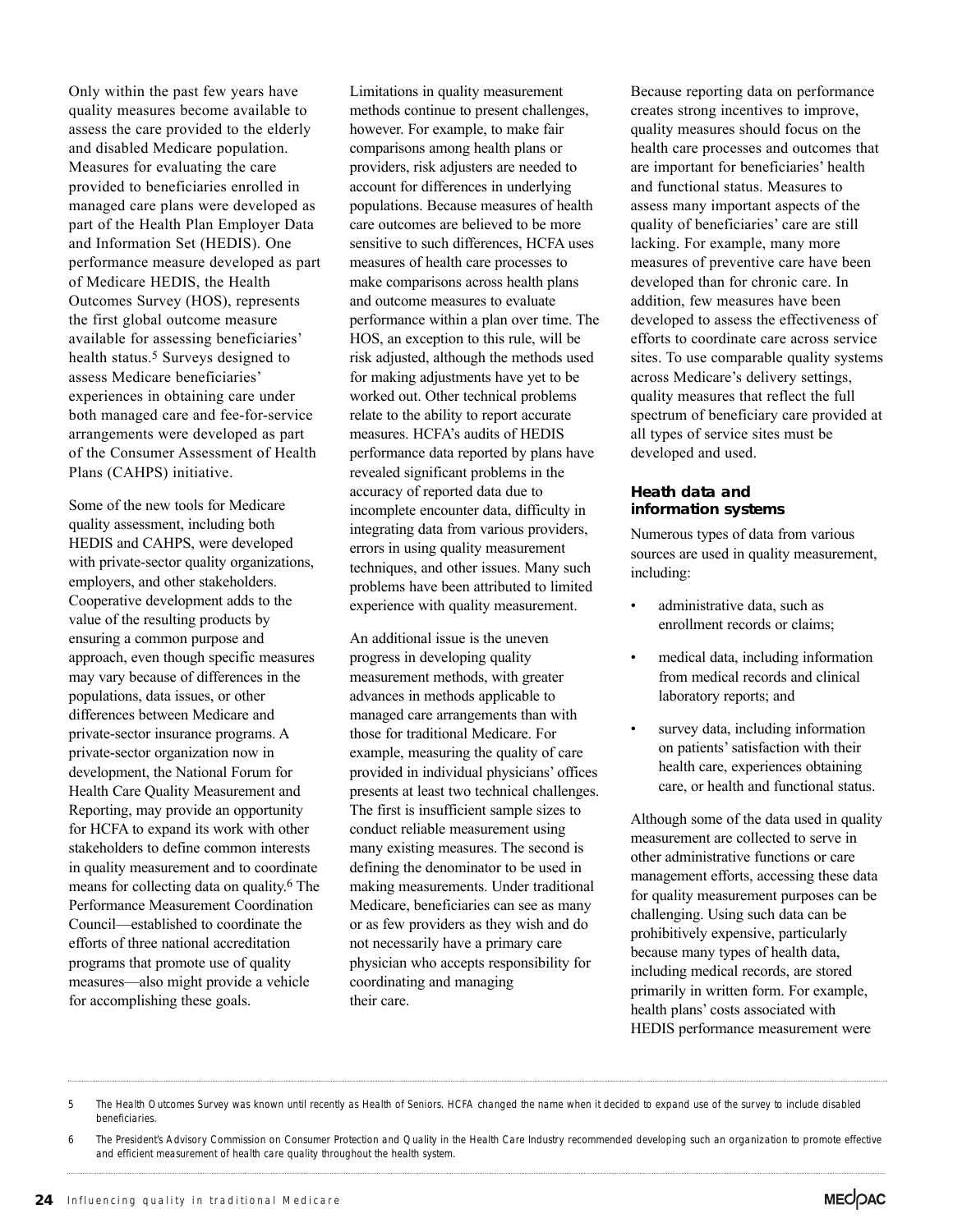Only within the past few years have quality measures become available to assess the care provided to the elderly and disabled Medicare population. Measures for evaluating the care provided to beneficiaries enrolled in managed care plans were developed as part of the Health Plan Employer Data and Information Set (HEDIS). One performance measure developed as part of Medicare HEDIS, the Health Outcomes Survey (HOS), represents the first global outcome measure available for assessing beneficiaries' health status.[5] Surveys designed to assess Medicare beneficiaries' experiences in obtaining care under both managed care and fee-for-service arrangements were developed as part of the Consumer Assessment of Health Plans (CAHPS) initiative.

Some of the new tools for Medicare quality assessment, including both HEDIS and CAHPS, were developed with private-sector quality organizations, employers, and other stakeholders. Cooperative development adds to the value of the resulting products by ensuring a common purpose and approach, even though specific measures may vary because of differences in the populations, data issues, or other differences between Medicare and private-sector insurance programs. A private-sector organization now in development, the National Forum for Health Care Quality Measurement and Reporting, may provide an opportunity for HCFA to expand its work with other stakeholders to define common interests in quality measurement and to coordinate means for collecting data on quality.[6] The Performance Measurement Coordination Council—established to coordinate the efforts of three national accreditation programs that promote use of quality measures—also might provide a vehicle for accomplishing these goals.

Limitations in quality measurement methods continue to present challenges, however. For example, to make fair comparisons among health plans or providers, risk adjusters are needed to account for differences in underlying populations. Because measures of health care outcomes are believed to be more sensitive to such differences, HCFA uses measures of health care processes to make comparisons across health plans and outcome measures to evaluate performance within a plan over time. The HOS, an exception to this rule, will be risk adjusted, although the methods used for making adjustments have yet to be worked out. Other technical problems relate to the ability to report accurate measures. HCFA's audits of HEDIS performance data reported by plans have revealed significant problems in the accuracy of reported data due to incomplete encounter data, difficulty in integrating data from various providers, errors in using quality measurement techniques, and other issues. Many such problems have been attributed to limited experience with quality measurement.

An additional issue is the uneven progress in developing quality measurement methods, with greater advances in methods applicable to managed care arrangements than with those for traditional Medicare. For example, measuring the quality of care provided in individual physicians' offices presents at least two technical challenges. The first is insufficient sample sizes to conduct reliable measurement using many existing measures. The second is defining the denominator to be used in making measurements. Under traditional Medicare, beneficiaries can see as many or as few providers as they wish and do not necessarily have a primary care physician who accepts responsibility for coordinating and managing their care.

Because reporting data on performance creates strong incentives to improve, quality measures should focus on the health care processes and outcomes that are important for beneficiaries' health and functional status. Measures to assess many important aspects of the quality of beneficiaries' care are still lacking. For example, many more measures of preventive care have been developed than for chronic care. In addition, few measures have been developed to assess the effectiveness of efforts to coordinate care across service sites. To use comparable quality systems across Medicare's delivery settings, quality measures that reflect the full spectrum of beneficiary care provided at all types of service sites must be developed and used.

### Heath data and information systems

Numerous types of data from various sources are used in quality measurement, including:

- administrative data, such as enrollment records or claims;
- medical data, including information from medical records and clinical laboratory reports; and
- survey data, including information on patients' satisfaction with their health care, experiences obtaining care, or health and functional status.

Although some of the data used in quality measurement are collected to serve in other administrative functions or care management efforts, accessing these data for quality measurement purposes can be challenging. Using such data can be prohibitively expensive, particularly because many types of health data, including medical records, are stored primarily in written form. For example, health plans' costs associated with HEDIS performance measurement were

---

5 The Health Outcomes Survey was known until recently as Health of Seniors. HCFA changed the name when it decided to expand use of the survey to include disabled beneficiaries.

6 The President's Advisory Commission on Consumer Protection and Quality in the Health Care Industry recommended developing such an organization to promote effective and efficient measurement of health care quality throughout the health system.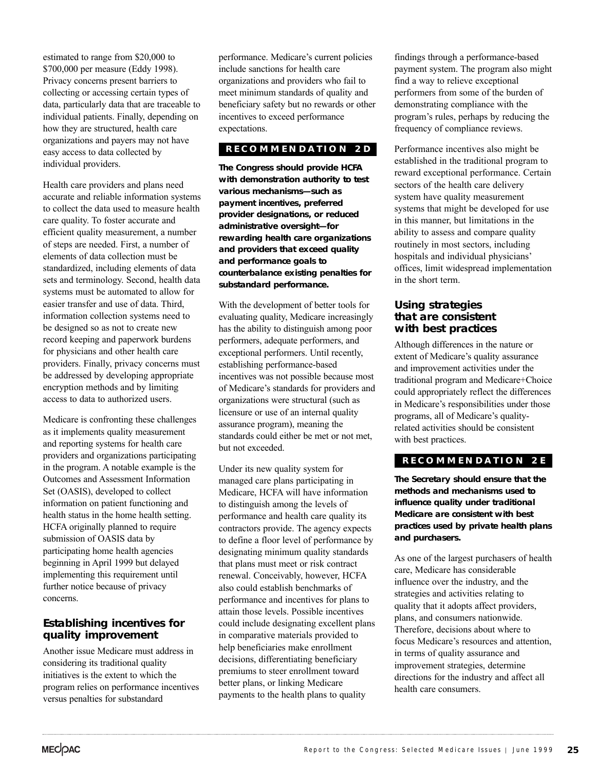estimated to range from $20,000 to $700,000 per measure (Eddy 1998). Privacy concerns present barriers to collecting or accessing certain types of data, particularly data that are traceable to individual patients. Finally, depending on how they are structured, health care organizations and payers may not have easy access to data collected by individual providers.

Health care providers and plans need accurate and reliable information systems to collect the data used to measure health care quality. To foster accurate and efficient quality measurement, a number of steps are needed. First, a number of elements of data collection must be standardized, including elements of data sets and terminology. Second, health data systems must be automated to allow for easier transfer and use of data. Third, information collection systems need to be designed so as not to create new record keeping and paperwork burdens for physicians and other health care providers. Finally, privacy concerns must be addressed by developing appropriate encryption methods and by limiting access to data to authorized users.

Medicare is confronting these challenges as it implements quality measurement and reporting systems for health care providers and organizations participating in the program. A notable example is the Outcomes and Assessment Information Set (OASIS), developed to collect information on patient functioning and health status in the home health setting. HCFA originally planned to require submission of OASIS data by participating home health agencies beginning in April 1999 but delayed implementing this requirement until further notice because of privacy concerns.

## Establishing incentives for quality improvement

Another issue Medicare must address in considering its traditional quality initiatives is the extent to which the program relies on performance incentives versus penalties for substandard performance. Medicare's current policies include sanctions for health care organizations and providers who fail to meet minimum standards of quality and beneficiary safety but no rewards or other incentives to exceed performance expectations.

**RECOMMENDATION 2D**

**The Congress should provide HCFA with demonstration authority to test various mechanisms—such as payment incentives, preferred provider designations, or reduced administrative oversight—for rewarding health care organizations and providers that exceed quality and performance goals to counterbalance existing penalties for substandard performance.**

With the development of better tools for evaluating quality, Medicare increasingly has the ability to distinguish among poor performers, adequate performers, and exceptional performers. Until recently, establishing performance-based incentives was not possible because most of Medicare's standards for providers and organizations were structural (such as licensure or use of an internal quality assurance program), meaning the standards could either be met or not met, but not exceeded.

Under its new quality system for managed care plans participating in Medicare, HCFA will have information to distinguish among the levels of performance and health care quality its contractors provide. The agency expects to define a floor level of performance by designating minimum quality standards that plans must meet or risk contract renewal. Conceivably, however, HCFA also could establish benchmarks of performance and incentives for plans to attain those levels. Possible incentives could include designating excellent plans in comparative materials provided to help beneficiaries make enrollment decisions, differentiating beneficiary premiums to steer enrollment toward better plans, or linking Medicare payments to the health plans to quality findings through a performance-based payment system. The program also might find a way to relieve exceptional performers from some of the burden of demonstrating compliance with the program's rules, perhaps by reducing the frequency of compliance reviews.

Performance incentives also might be established in the traditional program to reward exceptional performance. Certain sectors of the health care delivery system have quality measurement systems that might be developed for use in this manner, but limitations in the ability to assess and compare quality routinely in most sectors, including hospitals and individual physicians' offices, limit widespread implementation in the short term.

## Using strategies that are consistent with best practices

Although differences in the nature or extent of Medicare's quality assurance and improvement activities under the traditional program and Medicare+Choice could appropriately reflect the differences in Medicare's responsibilities under those programs, all of Medicare's quality-related activities should be consistent with best practices.

**RECOMMENDATION 2E**

**The Secretary should ensure that the methods and mechanisms used to influence quality under traditional Medicare are consistent with best practices used by private health plans and purchasers.**

As one of the largest purchasers of health care, Medicare has considerable influence over the industry, and the strategies and activities relating to quality that it adopts affect providers, plans, and consumers nationwide. Therefore, decisions about where to focus Medicare's resources and attention, in terms of quality assurance and improvement strategies, determine directions for the industry and affect all health care consumers.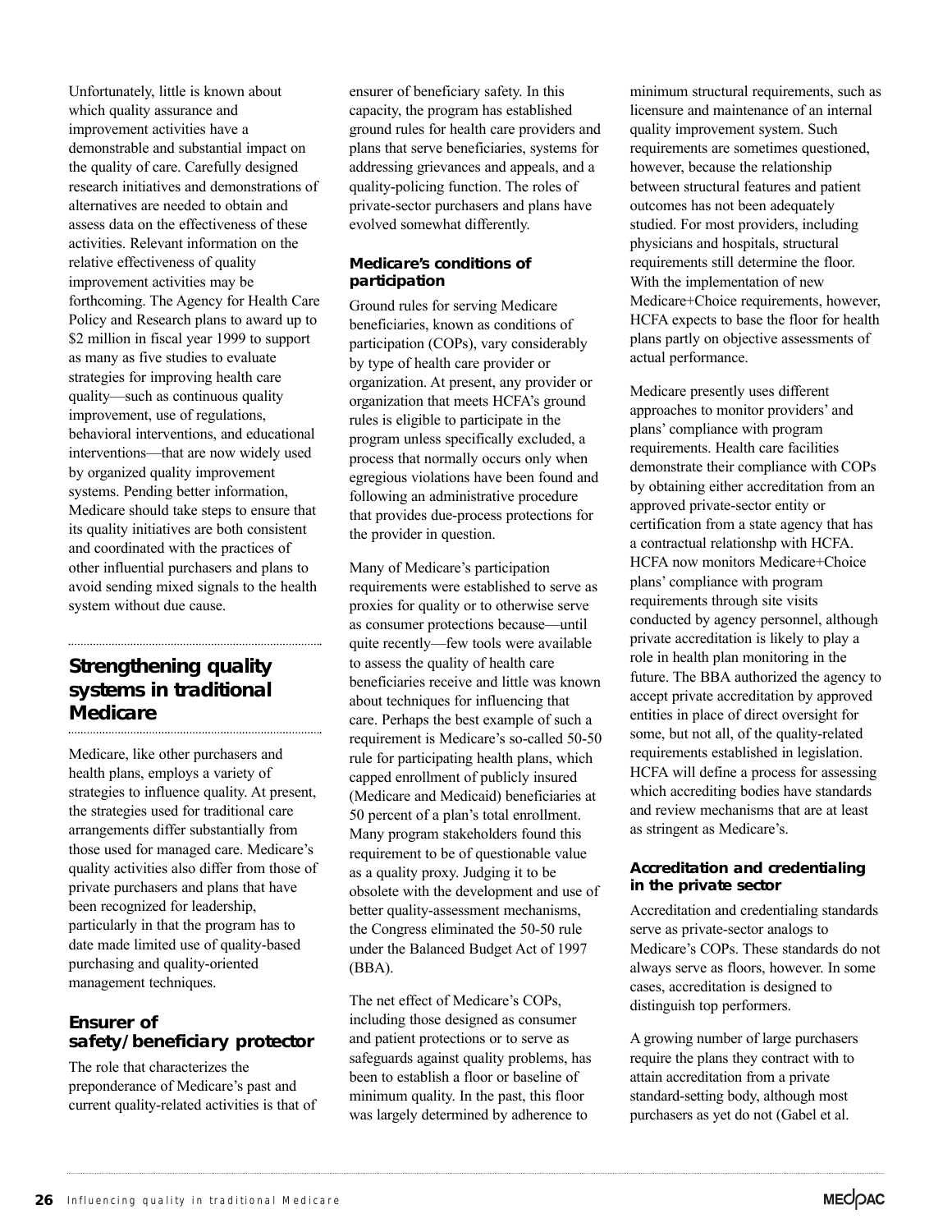Unfortunately, little is known about which quality assurance and improvement activities have a demonstrable and substantial impact on the quality of care. Carefully designed research initiatives and demonstrations of alternatives are needed to obtain and assess data on the effectiveness of these activities. Relevant information on the relative effectiveness of quality improvement activities may be forthcoming. The Agency for Health Care Policy and Research plans to award up to \$2 million in fiscal year 1999 to support as many as five studies to evaluate strategies for improving health care quality—such as continuous quality improvement, use of regulations, behavioral interventions, and educational interventions—that are now widely used by organized quality improvement systems. Pending better information, Medicare should take steps to ensure that its quality initiatives are both consistent and coordinated with the practices of other influential purchasers and plans to avoid sending mixed signals to the health system without due cause.

## Strengthening quality systems in traditional Medicare

Medicare, like other purchasers and health plans, employs a variety of strategies to influence quality. At present, the strategies used for traditional care arrangements differ substantially from those used for managed care. Medicare's quality activities also differ from those of private purchasers and plans that have been recognized for leadership, particularly in that the program has to date made limited use of quality-based purchasing and quality-oriented management techniques.

### Ensurer of safety/beneficiary protector

The role that characterizes the preponderance of Medicare's past and current quality-related activities is that of ensurer of beneficiary safety. In this capacity, the program has established ground rules for health care providers and plans that serve beneficiaries, systems for addressing grievances and appeals, and a quality-policing function. The roles of private-sector purchasers and plans have evolved somewhat differently.

#### Medicare's conditions of participation

Ground rules for serving Medicare beneficiaries, known as conditions of participation (COPs), vary considerably by type of health care provider or organization. At present, any provider or organization that meets HCFA's ground rules is eligible to participate in the program unless specifically excluded, a process that normally occurs only when egregious violations have been found and following an administrative procedure that provides due-process protections for the provider in question.

Many of Medicare's participation requirements were established to serve as proxies for quality or to otherwise serve as consumer protections because—until quite recently—few tools were available to assess the quality of health care beneficiaries receive and little was known about techniques for influencing that care. Perhaps the best example of such a requirement is Medicare's so-called 50-50 rule for participating health plans, which capped enrollment of publicly insured (Medicare and Medicaid) beneficiaries at 50 percent of a plan's total enrollment. Many program stakeholders found this requirement to be of questionable value as a quality proxy. Judging it to be obsolete with the development and use of better quality-assessment mechanisms, the Congress eliminated the 50-50 rule under the Balanced Budget Act of 1997 (BBA).

The net effect of Medicare's COPs, including those designed as consumer and patient protections or to serve as safeguards against quality problems, has been to establish a floor or baseline of minimum quality. In the past, this floor was largely determined by adherence to minimum structural requirements, such as licensure and maintenance of an internal quality improvement system. Such requirements are sometimes questioned, however, because the relationship between structural features and patient outcomes has not been adequately studied. For most providers, including physicians and hospitals, structural requirements still determine the floor. With the implementation of new Medicare+Choice requirements, however, HCFA expects to base the floor for health plans partly on objective assessments of actual performance.

Medicare presently uses different approaches to monitor providers' and plans' compliance with program requirements. Health care facilities demonstrate their compliance with COPs by obtaining either accreditation from an approved private-sector entity or certification from a state agency that has a contractual relationshp with HCFA. HCFA now monitors Medicare+Choice plans' compliance with program requirements through site visits conducted by agency personnel, although private accreditation is likely to play a role in health plan monitoring in the future. The BBA authorized the agency to accept private accreditation by approved entities in place of direct oversight for some, but not all, of the quality-related requirements established in legislation. HCFA will define a process for assessing which accrediting bodies have standards and review mechanisms that are at least as stringent as Medicare's.

#### Accreditation and credentialing in the private sector

Accreditation and credentialing standards serve as private-sector analogs to Medicare's COPs. These standards do not always serve as floors, however. In some cases, accreditation is designed to distinguish top performers.

A growing number of large purchasers require the plans they contract with to attain accreditation from a private standard-setting body, although most purchasers as yet do not (Gabel et al.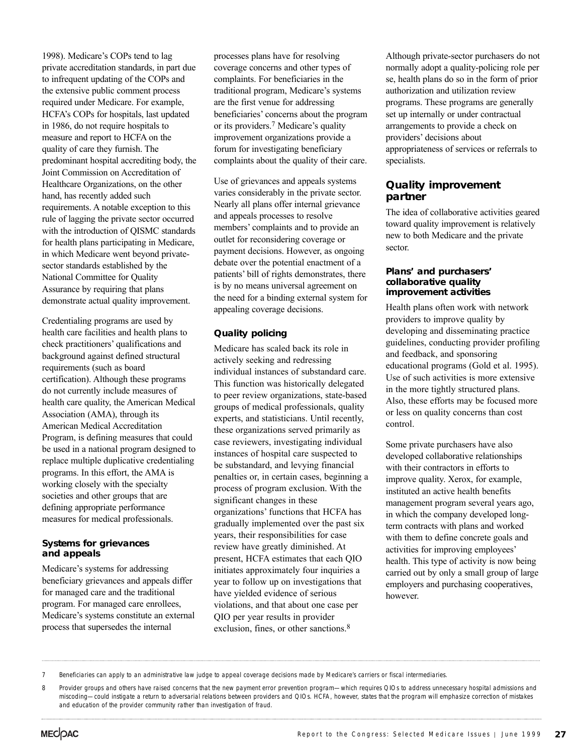1998). Medicare's COPs tend to lag private accreditation standards, in part due to infrequent updating of the COPs and the extensive public comment process required under Medicare. For example, HCFA's COPs for hospitals, last updated in 1986, do not require hospitals to measure and report to HCFA on the quality of care they furnish. The predominant hospital accrediting body, the Joint Commission on Accreditation of Healthcare Organizations, on the other hand, has recently added such requirements. A notable exception to this rule of lagging the private sector occurred with the introduction of QISMC standards for health plans participating in Medicare, in which Medicare went beyond private-sector standards established by the National Committee for Quality Assurance by requiring that plans demonstrate actual quality improvement.

Credentialing programs are used by health care facilities and health plans to check practitioners' qualifications and background against defined structural requirements (such as board certification). Although these programs do not currently include measures of health care quality, the American Medical Association (AMA), through its American Medical Accreditation Program, is defining measures that could be used in a national program designed to replace multiple duplicative credentialing programs. In this effort, the AMA is working closely with the specialty societies and other groups that are defining appropriate performance measures for medical professionals.

#### Systems for grievances and appeals

Medicare's systems for addressing beneficiary grievances and appeals differ for managed care and the traditional program. For managed care enrollees, Medicare's systems constitute an external process that supersedes the internal processes plans have for resolving coverage concerns and other types of complaints. For beneficiaries in the traditional program, Medicare's systems are the first venue for addressing beneficiaries' concerns about the program or its providers.[7] Medicare's quality improvement organizations provide a forum for investigating beneficiary complaints about the quality of their care.

Use of grievances and appeals systems varies considerably in the private sector. Nearly all plans offer internal grievance and appeals processes to resolve members' complaints and to provide an outlet for reconsidering coverage or payment decisions. However, as ongoing debate over the potential enactment of a patients' bill of rights demonstrates, there is by no means universal agreement on the need for a binding external system for appealing coverage decisions.

### Quality policing

Medicare has scaled back its role in actively seeking and redressing individual instances of substandard care. This function was historically delegated to peer review organizations, state-based groups of medical professionals, quality experts, and statisticians. Until recently, these organizations served primarily as case reviewers, investigating individual instances of hospital care suspected to be substandard, and levying financial penalties or, in certain cases, beginning a process of program exclusion. With the significant changes in these organizations' functions that HCFA has gradually implemented over the past six years, their responsibilities for case review have greatly diminished. At present, HCFA estimates that each QIO initiates approximately four inquiries a year to follow up on investigations that have yielded evidence of serious violations, and that about one case per QIO per year results in provider exclusion, fines, or other sanctions.[8]

Although private-sector purchasers do not normally adopt a quality-policing role per se, health plans do so in the form of prior authorization and utilization review programs. These programs are generally set up internally or under contractual arrangements to provide a check on providers' decisions about appropriateness of services or referrals to specialists.

## Quality improvement partner

The idea of collaborative activities geared toward quality improvement is relatively new to both Medicare and the private sector.

#### Plans' and purchasers' collaborative quality improvement activities

Health plans often work with network providers to improve quality by developing and disseminating practice guidelines, conducting provider profiling and feedback, and sponsoring educational programs (Gold et al. 1995). Use of such activities is more extensive in the more tightly structured plans. Also, these efforts may be focused more or less on quality concerns than cost control.

Some private purchasers have also developed collaborative relationships with their contractors in efforts to improve quality. Xerox, for example, instituted an active health benefits management program several years ago, in which the company developed long-term contracts with plans and worked with them to define concrete goals and activities for improving employees' health. This type of activity is now being carried out by only a small group of large employers and purchasing cooperatives, however.

---

7 Beneficiaries can apply to an administrative law judge to appeal coverage decisions made by Medicare's carriers or fiscal intermediaries.

8 Provider groups and others have raised concerns that the new payment error prevention program—which requires QIOs to address unnecessary hospital admissions and miscoding—could instigate a return to adversarial relations between providers and QIOs. HCFA, however, states that the program will emphasize correction of mistakes and education of the provider community rather than investigation of fraud.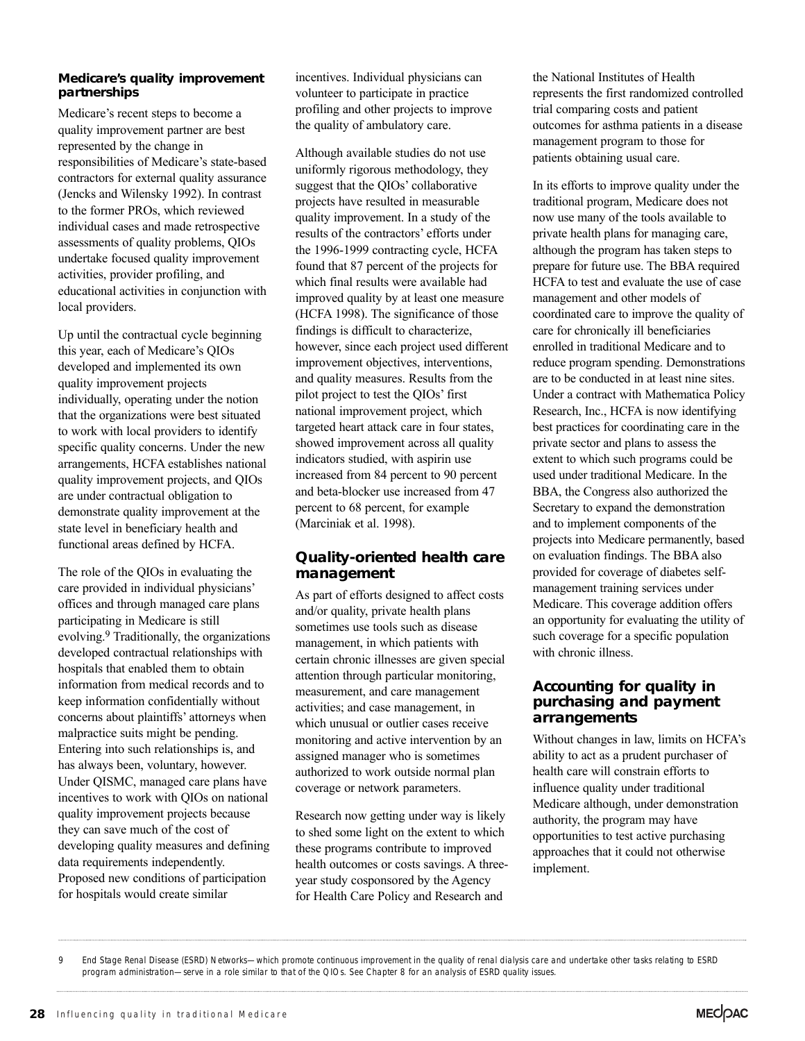### Medicare's quality improvement partnerships

Medicare's recent steps to become a quality improvement partner are best represented by the change in responsibilities of Medicare's state-based contractors for external quality assurance (Jencks and Wilensky 1992). In contrast to the former PROs, which reviewed individual cases and made retrospective assessments of quality problems, QIOs undertake focused quality improvement activities, provider profiling, and educational activities in conjunction with local providers.

Up until the contractual cycle beginning this year, each of Medicare's QIOs developed and implemented its own quality improvement projects individually, operating under the notion that the organizations were best situated to work with local providers to identify specific quality concerns. Under the new arrangements, HCFA establishes national quality improvement projects, and QIOs are under contractual obligation to demonstrate quality improvement at the state level in beneficiary health and functional areas defined by HCFA.

The role of the QIOs in evaluating the care provided in individual physicians' offices and through managed care plans participating in Medicare is still evolving.[9] Traditionally, the organizations developed contractual relationships with hospitals that enabled them to obtain information from medical records and to keep information confidentially without concerns about plaintiffs' attorneys when malpractice suits might be pending. Entering into such relationships is, and has always been, voluntary, however. Under QISMC, managed care plans have incentives to work with QIOs on national quality improvement projects because they can save much of the cost of developing quality measures and defining data requirements independently. Proposed new conditions of participation for hospitals would create similar incentives. Individual physicians can volunteer to participate in practice profiling and other projects to improve the quality of ambulatory care.

Although available studies do not use uniformly rigorous methodology, they suggest that the QIOs' collaborative projects have resulted in measurable quality improvement. In a study of the results of the contractors' efforts under the 1996-1999 contracting cycle, HCFA found that 87 percent of the projects for which final results were available had improved quality by at least one measure (HCFA 1998). The significance of those findings is difficult to characterize, however, since each project used different improvement objectives, interventions, and quality measures. Results from the pilot project to test the QIOs' first national improvement project, which targeted heart attack care in four states, showed improvement across all quality indicators studied, with aspirin use increased from 84 percent to 90 percent and beta-blocker use increased from 47 percent to 68 percent, for example (Marciniak et al. 1998).

## Quality-oriented health care management

As part of efforts designed to affect costs and/or quality, private health plans sometimes use tools such as disease management, in which patients with certain chronic illnesses are given special attention through particular monitoring, measurement, and care management activities; and case management, in which unusual or outlier cases receive monitoring and active intervention by an assigned manager who is sometimes authorized to work outside normal plan coverage or network parameters.

Research now getting under way is likely to shed some light on the extent to which these programs contribute to improved health outcomes or costs savings. A three-year study cosponsored by the Agency for Health Care Policy and Research and the National Institutes of Health represents the first randomized controlled trial comparing costs and patient outcomes for asthma patients in a disease management program to those for patients obtaining usual care.

In its efforts to improve quality under the traditional program, Medicare does not now use many of the tools available to private health plans for managing care, although the program has taken steps to prepare for future use. The BBA required HCFA to test and evaluate the use of case management and other models of coordinated care to improve the quality of care for chronically ill beneficiaries enrolled in traditional Medicare and to reduce program spending. Demonstrations are to be conducted in at least nine sites. Under a contract with Mathematica Policy Research, Inc., HCFA is now identifying best practices for coordinating care in the private sector and plans to assess the extent to which such programs could be used under traditional Medicare. In the BBA, the Congress also authorized the Secretary to expand the demonstration and to implement components of the projects into Medicare permanently, based on evaluation findings. The BBA also provided for coverage of diabetes self-management training services under Medicare. This coverage addition offers an opportunity for evaluating the utility of such coverage for a specific population with chronic illness.

## Accounting for quality in purchasing and payment arrangements

Without changes in law, limits on HCFA's ability to act as a prudent purchaser of health care will constrain efforts to influence quality under traditional Medicare although, under demonstration authority, the program may have opportunities to test active purchasing approaches that it could not otherwise implement.

---

9 End Stage Renal Disease (ESRD) Networks—which promote continuous improvement in the quality of renal dialysis care and undertake other tasks relating to ESRD program administration—serve in a role similar to that of the QIOs. See Chapter 8 for an analysis of ESRD quality issues.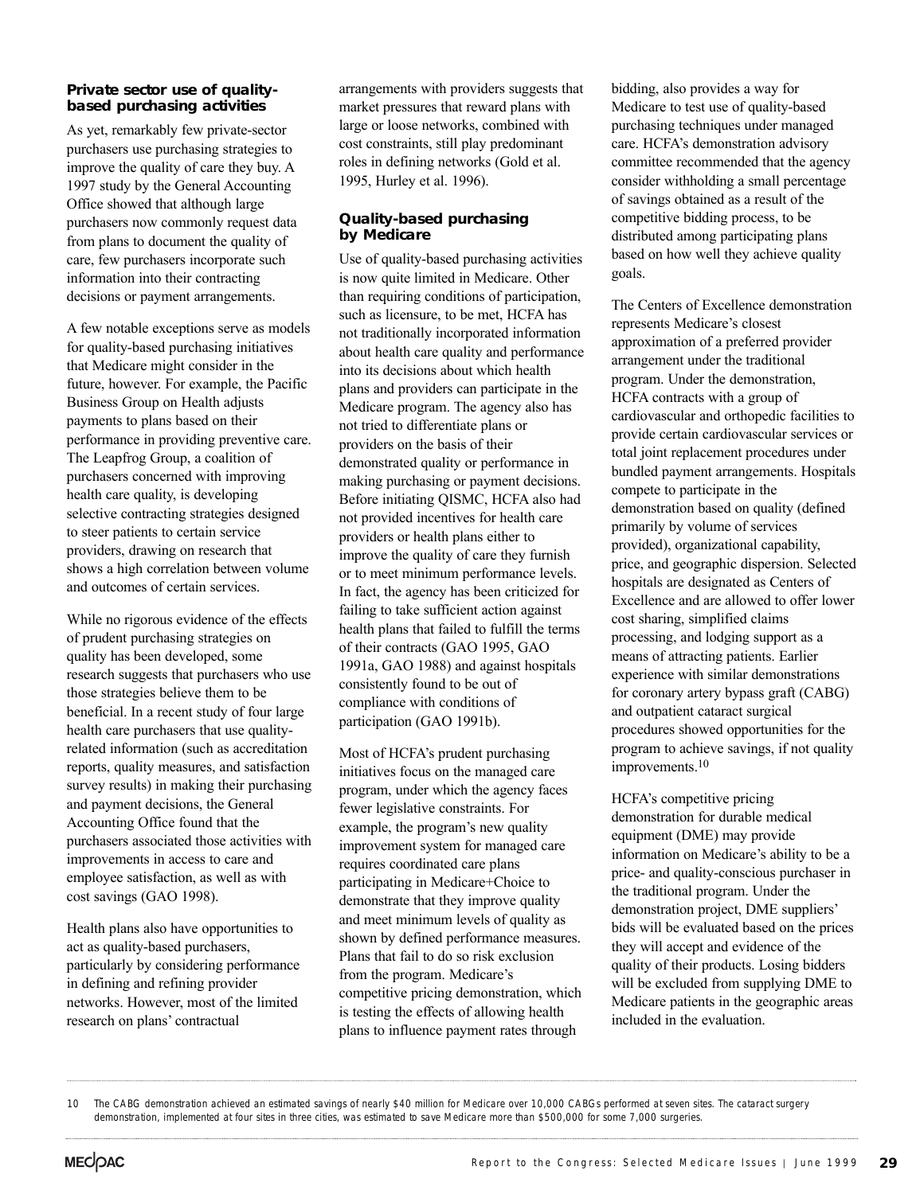### Private sector use of quality-based purchasing activities

As yet, remarkably few private-sector purchasers use purchasing strategies to improve the quality of care they buy. A 1997 study by the General Accounting Office showed that although large purchasers now commonly request data from plans to document the quality of care, few purchasers incorporate such information into their contracting decisions or payment arrangements.

A few notable exceptions serve as models for quality-based purchasing initiatives that Medicare might consider in the future, however. For example, the Pacific Business Group on Health adjusts payments to plans based on their performance in providing preventive care. The Leapfrog Group, a coalition of purchasers concerned with improving health care quality, is developing selective contracting strategies designed to steer patients to certain service providers, drawing on research that shows a high correlation between volume and outcomes of certain services.

While no rigorous evidence of the effects of prudent purchasing strategies on quality has been developed, some research suggests that purchasers who use those strategies believe them to be beneficial. In a recent study of four large health care purchasers that use quality-related information (such as accreditation reports, quality measures, and satisfaction survey results) in making their purchasing and payment decisions, the General Accounting Office found that the purchasers associated those activities with improvements in access to care and employee satisfaction, as well as with cost savings (GAO 1998).

Health plans also have opportunities to act as quality-based purchasers, particularly by considering performance in defining and refining provider networks. However, most of the limited research on plans' contractual arrangements with providers suggests that market pressures that reward plans with large or loose networks, combined with cost constraints, still play predominant roles in defining networks (Gold et al. 1995, Hurley et al. 1996).

### Quality-based purchasing by Medicare

Use of quality-based purchasing activities is now quite limited in Medicare. Other than requiring conditions of participation, such as licensure, to be met, HCFA has not traditionally incorporated information about health care quality and performance into its decisions about which health plans and providers can participate in the Medicare program. The agency also has not tried to differentiate plans or providers on the basis of their demonstrated quality or performance in making purchasing or payment decisions. Before initiating QISMC, HCFA also had not provided incentives for health care providers or health plans either to improve the quality of care they furnish or to meet minimum performance levels. In fact, the agency has been criticized for failing to take sufficient action against health plans that failed to fulfill the terms of their contracts (GAO 1995, GAO 1991a, GAO 1988) and against hospitals consistently found to be out of compliance with conditions of participation (GAO 1991b).

Most of HCFA's prudent purchasing initiatives focus on the managed care program, under which the agency faces fewer legislative constraints. For example, the program's new quality improvement system for managed care requires coordinated care plans participating in Medicare+Choice to demonstrate that they improve quality and meet minimum levels of quality as shown by defined performance measures. Plans that fail to do so risk exclusion from the program. Medicare's competitive pricing demonstration, which is testing the effects of allowing health plans to influence payment rates through bidding, also provides a way for Medicare to test use of quality-based purchasing techniques under managed care. HCFA's demonstration advisory committee recommended that the agency consider withholding a small percentage of savings obtained as a result of the competitive bidding process, to be distributed among participating plans based on how well they achieve quality goals.

The Centers of Excellence demonstration represents Medicare's closest approximation of a preferred provider arrangement under the traditional program. Under the demonstration, HCFA contracts with a group of cardiovascular and orthopedic facilities to provide certain cardiovascular services or total joint replacement procedures under bundled payment arrangements. Hospitals compete to participate in the demonstration based on quality (defined primarily by volume of services provided), organizational capability, price, and geographic dispersion. Selected hospitals are designated as Centers of Excellence and are allowed to offer lower cost sharing, simplified claims processing, and lodging support as a means of attracting patients. Earlier experience with similar demonstrations for coronary artery bypass graft (CABG) and outpatient cataract surgical procedures showed opportunities for the program to achieve savings, if not quality improvements.[10]

HCFA's competitive pricing demonstration for durable medical equipment (DME) may provide information on Medicare's ability to be a price- and quality-conscious purchaser in the traditional program. Under the demonstration project, DME suppliers' bids will be evaluated based on the prices they will accept and evidence of the quality of their products. Losing bidders will be excluded from supplying DME to Medicare patients in the geographic areas included in the evaluation.

---

10 The CABG demonstration achieved an estimated savings of nearly $40 million for Medicare over 10,000 CABGs performed at seven sites. The cataract surgery demonstration, implemented at four sites in three cities, was estimated to save Medicare more than $500,000 for some 7,000 surgeries.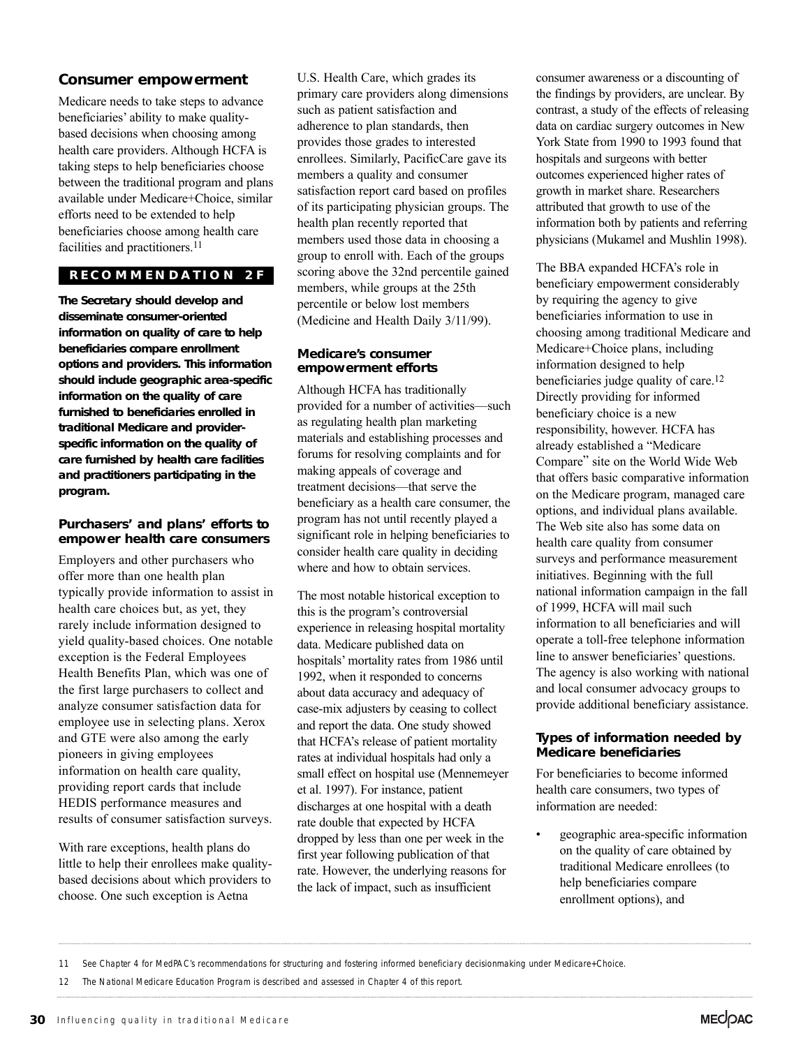## Consumer empowerment

Medicare needs to take steps to advance beneficiaries' ability to make quality-based decisions when choosing among health care providers. Although HCFA is taking steps to help beneficiaries choose between the traditional program and plans available under Medicare+Choice, similar efforts need to be extended to help beneficiaries choose among health care facilities and practitioners.[11]

**RECOMMENDATION 2F**

**The Secretary should develop and disseminate consumer-oriented information on quality of care to help beneficiaries compare enrollment options and providers. This information should include geographic area-specific information on the quality of care furnished to beneficiaries enrolled in traditional Medicare and provider-specific information on the quality of care furnished by health care facilities and practitioners participating in the program.**

### Purchasers' and plans' efforts to empower health care consumers

Employers and other purchasers who offer more than one health plan typically provide information to assist in health care choices but, as yet, they rarely include information designed to yield quality-based choices. One notable exception is the Federal Employees Health Benefits Plan, which was one of the first large purchasers to collect and analyze consumer satisfaction data for employee use in selecting plans. Xerox and GTE were also among the early pioneers in giving employees information on health care quality, providing report cards that include HEDIS performance measures and results of consumer satisfaction surveys.

With rare exceptions, health plans do little to help their enrollees make quality-based decisions about which providers to choose. One such exception is Aetna U.S. Health Care, which grades its primary care providers along dimensions such as patient satisfaction and adherence to plan standards, then provides those grades to interested enrollees. Similarly, PacificCare gave its members a quality and consumer satisfaction report card based on profiles of its participating physician groups. The health plan recently reported that members used those data in choosing a group to enroll with. Each of the groups scoring above the 32nd percentile gained members, while groups at the 25th percentile or below lost members (Medicine and Health Daily 3/11/99).

### Medicare's consumer empowerment efforts

Although HCFA has traditionally provided for a number of activities—such as regulating health plan marketing materials and establishing processes and forums for resolving complaints and for making appeals of coverage and treatment decisions—that serve the beneficiary as a health care consumer, the program has not until recently played a significant role in helping beneficiaries to consider health care quality in deciding where and how to obtain services.

The most notable historical exception to this is the program's controversial experience in releasing hospital mortality data. Medicare published data on hospitals' mortality rates from 1986 until 1992, when it responded to concerns about data accuracy and adequacy of case-mix adjusters by ceasing to collect and report the data. One study showed that HCFA's release of patient mortality rates at individual hospitals had only a small effect on hospital use (Mennemeyer et al. 1997). For instance, patient discharges at one hospital with a death rate double that expected by HCFA dropped by less than one per week in the first year following publication of that rate. However, the underlying reasons for the lack of impact, such as insufficient consumer awareness or a discounting of the findings by providers, are unclear. By contrast, a study of the effects of releasing data on cardiac surgery outcomes in New York State from 1990 to 1993 found that hospitals and surgeons with better outcomes experienced higher rates of growth in market share. Researchers attributed that growth to use of the information both by patients and referring physicians (Mukamel and Mushlin 1998).

The BBA expanded HCFA's role in beneficiary empowerment considerably by requiring the agency to give beneficiaries information to use in choosing among traditional Medicare and Medicare+Choice plans, including information designed to help beneficiaries judge quality of care.[12] Directly providing for informed beneficiary choice is a new responsibility, however. HCFA has already established a "Medicare Compare" site on the World Wide Web that offers basic comparative information on the Medicare program, managed care options, and individual plans available. The Web site also has some data on health care quality from consumer surveys and performance measurement initiatives. Beginning with the full national information campaign in the fall of 1999, HCFA will mail such information to all beneficiaries and will operate a toll-free telephone information line to answer beneficiaries' questions. The agency is also working with national and local consumer advocacy groups to provide additional beneficiary assistance.

### Types of information needed by Medicare beneficiaries

For beneficiaries to become informed health care consumers, two types of information are needed:

- geographic area-specific information on the quality of care obtained by traditional Medicare enrollees (to help beneficiaries compare enrollment options), and

---

11 See Chapter 4 for MedPAC's recommendations for structuring and fostering informed beneficiary decisionmaking under Medicare+Choice.

12 The National Medicare Education Program is described and assessed in Chapter 4 of this report.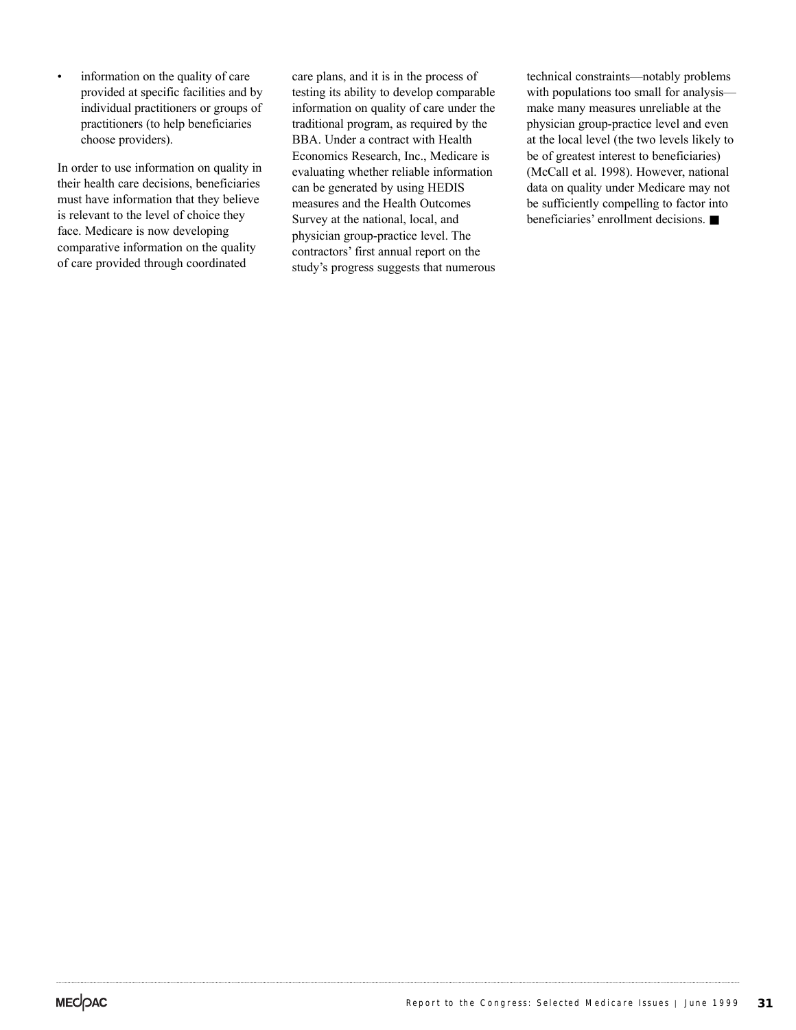- information on the quality of care provided at specific facilities and by individual practitioners or groups of practitioners (to help beneficiaries choose providers).

In order to use information on quality in their health care decisions, beneficiaries must have information that they believe is relevant to the level of choice they face. Medicare is now developing comparative information on the quality of care provided through coordinated care plans, and it is in the process of testing its ability to develop comparable information on quality of care under the traditional program, as required by the BBA. Under a contract with Health Economics Research, Inc., Medicare is evaluating whether reliable information can be generated by using HEDIS measures and the Health Outcomes Survey at the national, local, and physician group-practice level. The contractors' first annual report on the study's progress suggests that numerous technical constraints—notably problems with populations too small for analysis—make many measures unreliable at the physician group-practice level and even at the local level (the two levels likely to be of greatest interest to beneficiaries) (McCall et al. 1998). However, national data on quality under Medicare may not be sufficiently compelling to factor into beneficiaries' enrollment decisions. ■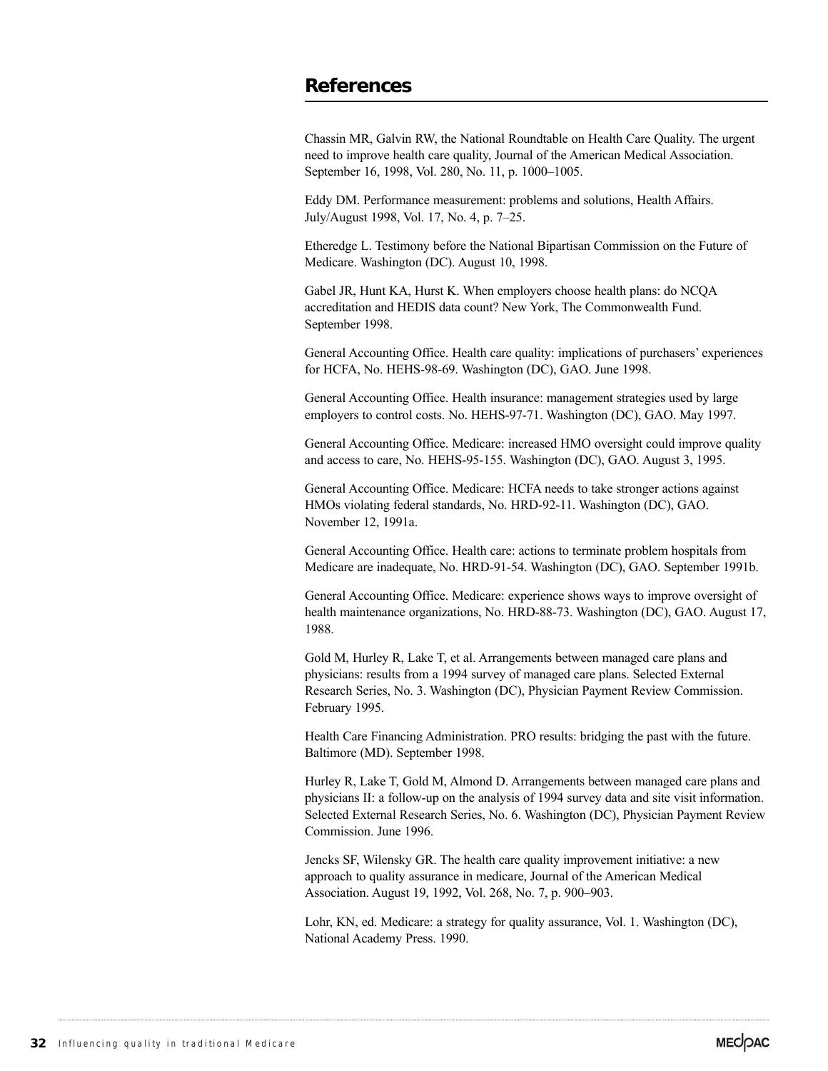## References

Chassin MR, Galvin RW, the National Roundtable on Health Care Quality. The urgent need to improve health care quality, Journal of the American Medical Association. September 16, 1998, Vol. 280, No. 11, p. 1000–1005.

Eddy DM. Performance measurement: problems and solutions, Health Affairs. July/August 1998, Vol. 17, No. 4, p. 7–25.

Etheredge L. Testimony before the National Bipartisan Commission on the Future of Medicare. Washington (DC). August 10, 1998.

Gabel JR, Hunt KA, Hurst K. When employers choose health plans: do NCQA accreditation and HEDIS data count? New York, The Commonwealth Fund. September 1998.

General Accounting Office. Health care quality: implications of purchasers' experiences for HCFA, No. HEHS-98-69. Washington (DC), GAO. June 1998.

General Accounting Office. Health insurance: management strategies used by large employers to control costs. No. HEHS-97-71. Washington (DC), GAO. May 1997.

General Accounting Office. Medicare: increased HMO oversight could improve quality and access to care, No. HEHS-95-155. Washington (DC), GAO. August 3, 1995.

General Accounting Office. Medicare: HCFA needs to take stronger actions against HMOs violating federal standards, No. HRD-92-11. Washington (DC), GAO. November 12, 1991a.

General Accounting Office. Health care: actions to terminate problem hospitals from Medicare are inadequate, No. HRD-91-54. Washington (DC), GAO. September 1991b.

General Accounting Office. Medicare: experience shows ways to improve oversight of health maintenance organizations, No. HRD-88-73. Washington (DC), GAO. August 17, 1988.

Gold M, Hurley R, Lake T, et al. Arrangements between managed care plans and physicians: results from a 1994 survey of managed care plans. Selected External Research Series, No. 3. Washington (DC), Physician Payment Review Commission. February 1995.

Health Care Financing Administration. PRO results: bridging the past with the future. Baltimore (MD). September 1998.

Hurley R, Lake T, Gold M, Almond D. Arrangements between managed care plans and physicians II: a follow-up on the analysis of 1994 survey data and site visit information. Selected External Research Series, No. 6. Washington (DC), Physician Payment Review Commission. June 1996.

Jencks SF, Wilensky GR. The health care quality improvement initiative: a new approach to quality assurance in medicare, Journal of the American Medical Association. August 19, 1992, Vol. 268, No. 7, p. 900–903.

Lohr, KN, ed. Medicare: a strategy for quality assurance, Vol. 1. Washington (DC), National Academy Press. 1990.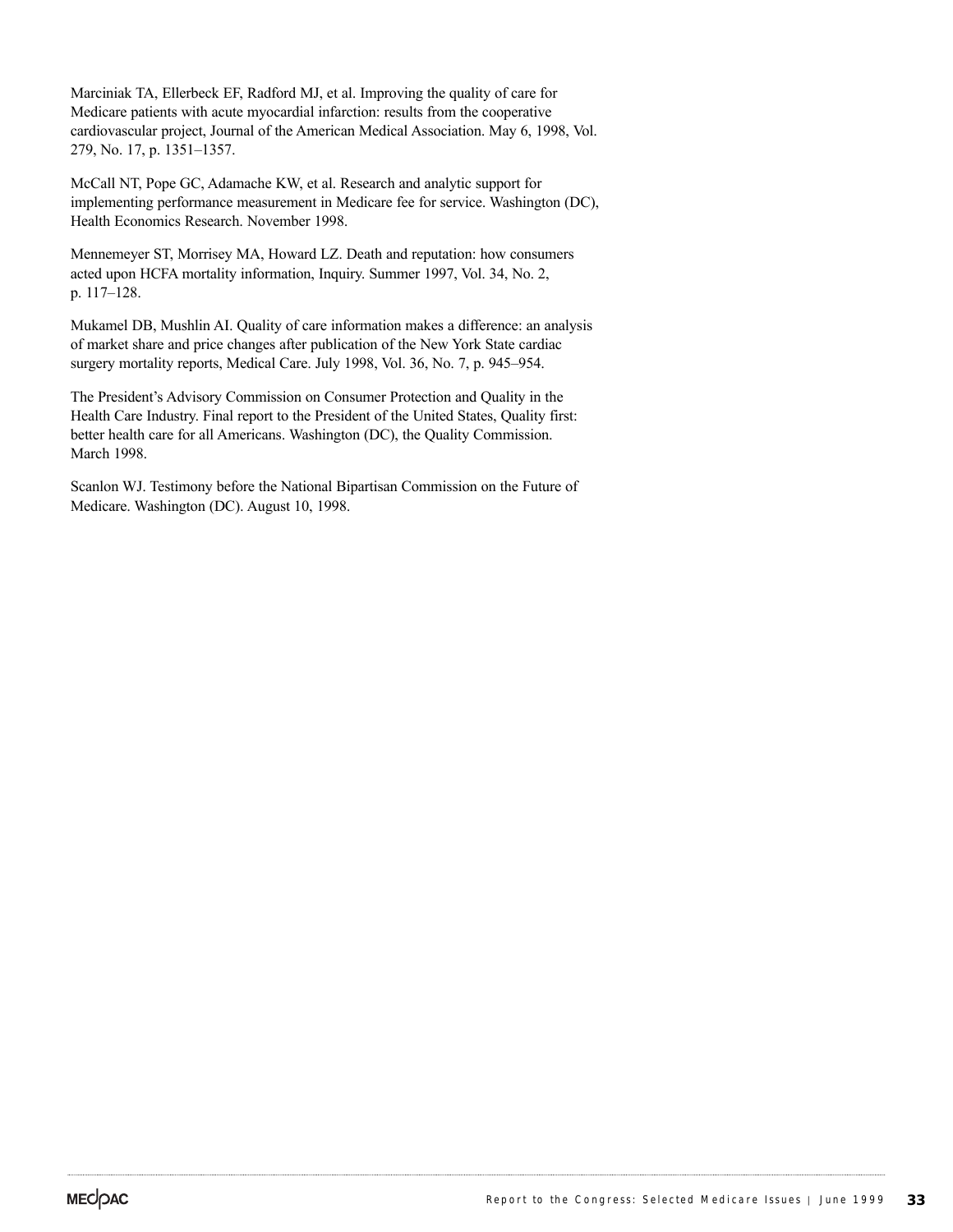Marciniak TA, Ellerbeck EF, Radford MJ, et al. Improving the quality of care for Medicare patients with acute myocardial infarction: results from the cooperative cardiovascular project, Journal of the American Medical Association. May 6, 1998, Vol. 279, No. 17, p. 1351–1357.

McCall NT, Pope GC, Adamache KW, et al. Research and analytic support for implementing performance measurement in Medicare fee for service. Washington (DC), Health Economics Research. November 1998.

Mennemeyer ST, Morrisey MA, Howard LZ. Death and reputation: how consumers acted upon HCFA mortality information, Inquiry. Summer 1997, Vol. 34, No. 2, p. 117–128.

Mukamel DB, Mushlin AI. Quality of care information makes a difference: an analysis of market share and price changes after publication of the New York State cardiac surgery mortality reports, Medical Care. July 1998, Vol. 36, No. 7, p. 945–954.

The President's Advisory Commission on Consumer Protection and Quality in the Health Care Industry. Final report to the President of the United States, Quality first: better health care for all Americans. Washington (DC), the Quality Commission. March 1998.

Scanlon WJ. Testimony before the National Bipartisan Commission on the Future of Medicare. Washington (DC). August 10, 1998.